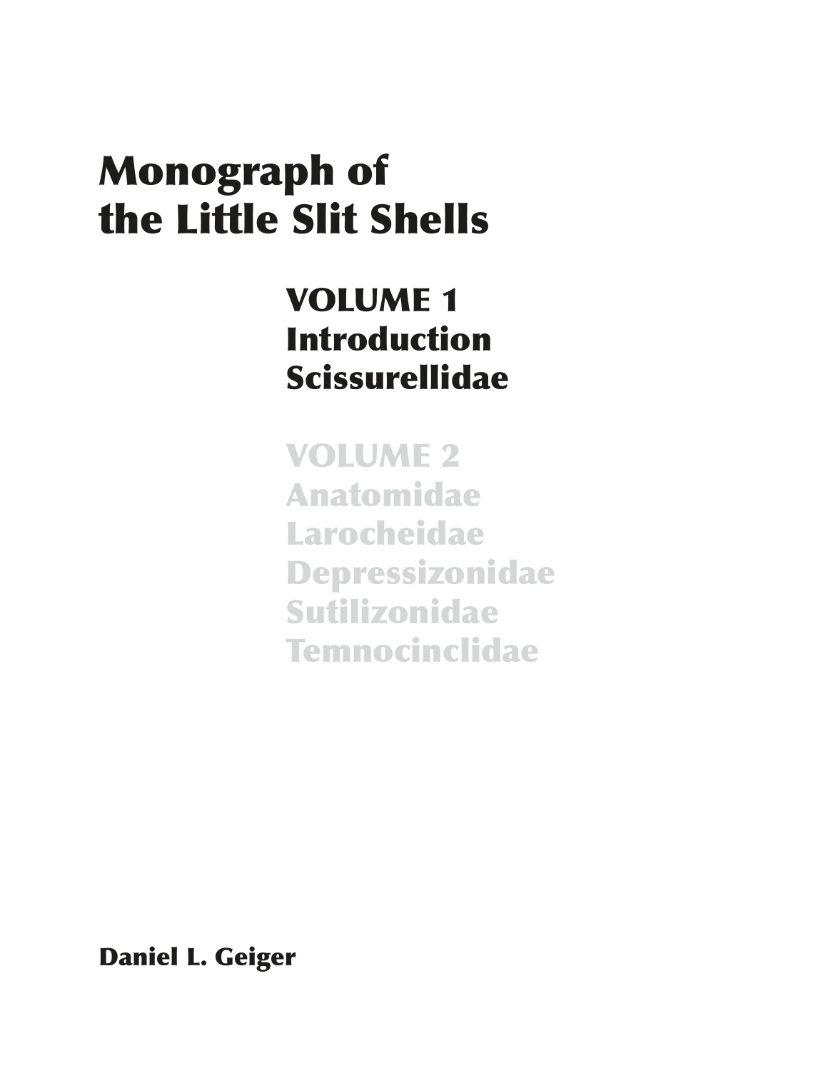# Monograph of the Little Slit Shells

## VOLUME 1
## Introduction
## Scissurellidae

## VOLUME 2
## Anatomidae
## Larocheidae
## Depressizonidae
## Sutilizonidae
## Temnocinclidae

**Daniel L. Geiger**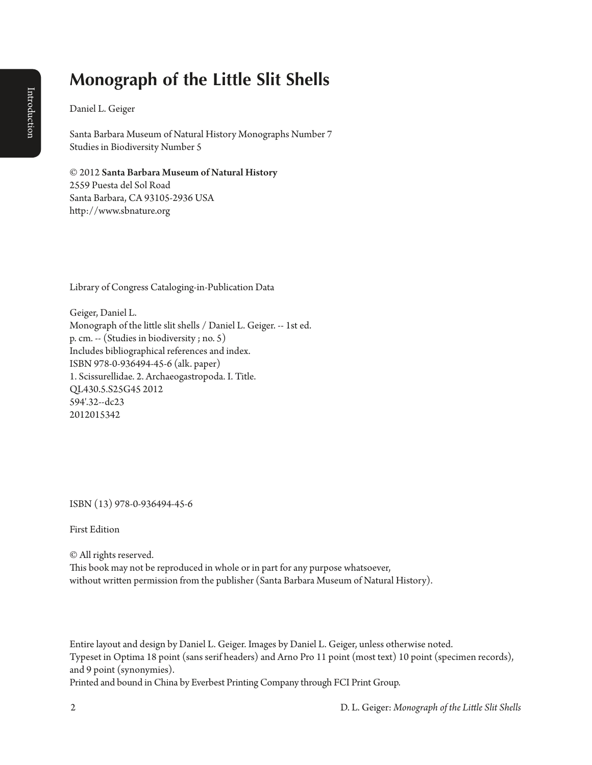# Monograph of the Little Slit Shells

Daniel L. Geiger

Santa Barbara Museum of Natural History Monographs Number 7
Studies in Biodiversity Number 5

© 2012 **Santa Barbara Museum of Natural History**
2559 Puesta del Sol Road
Santa Barbara, CA 93105-2936 USA
http://www.sbnature.org

Library of Congress Cataloging-in-Publication Data

Geiger, Daniel L.
Monograph of the little slit shells / Daniel L. Geiger. -- 1st ed.
p. cm. -- (Studies in biodiversity ; no. 5)
Includes bibliographical references and index.
ISBN 978-0-936494-45-6 (alk. paper)
1. Scissurellidae. 2. Archaeogastropoda. I. Title.
QL430.5.S25G45 2012
594'.32--dc23
2012015342

ISBN (13) 978-0-936494-45-6

First Edition

© All rights reserved.
This book may not be reproduced in whole or in part for any purpose whatsoever,
without written permission from the publisher (Santa Barbara Museum of Natural History).

Entire layout and design by Daniel L. Geiger. Images by Daniel L. Geiger, unless otherwise noted.
Typeset in Optima 18 point (sans serif headers) and Arno Pro 11 point (most text) 10 point (specimen records), and 9 point (synonymies).
Printed and bound in China by Everbest Printing Company through FCI Print Group.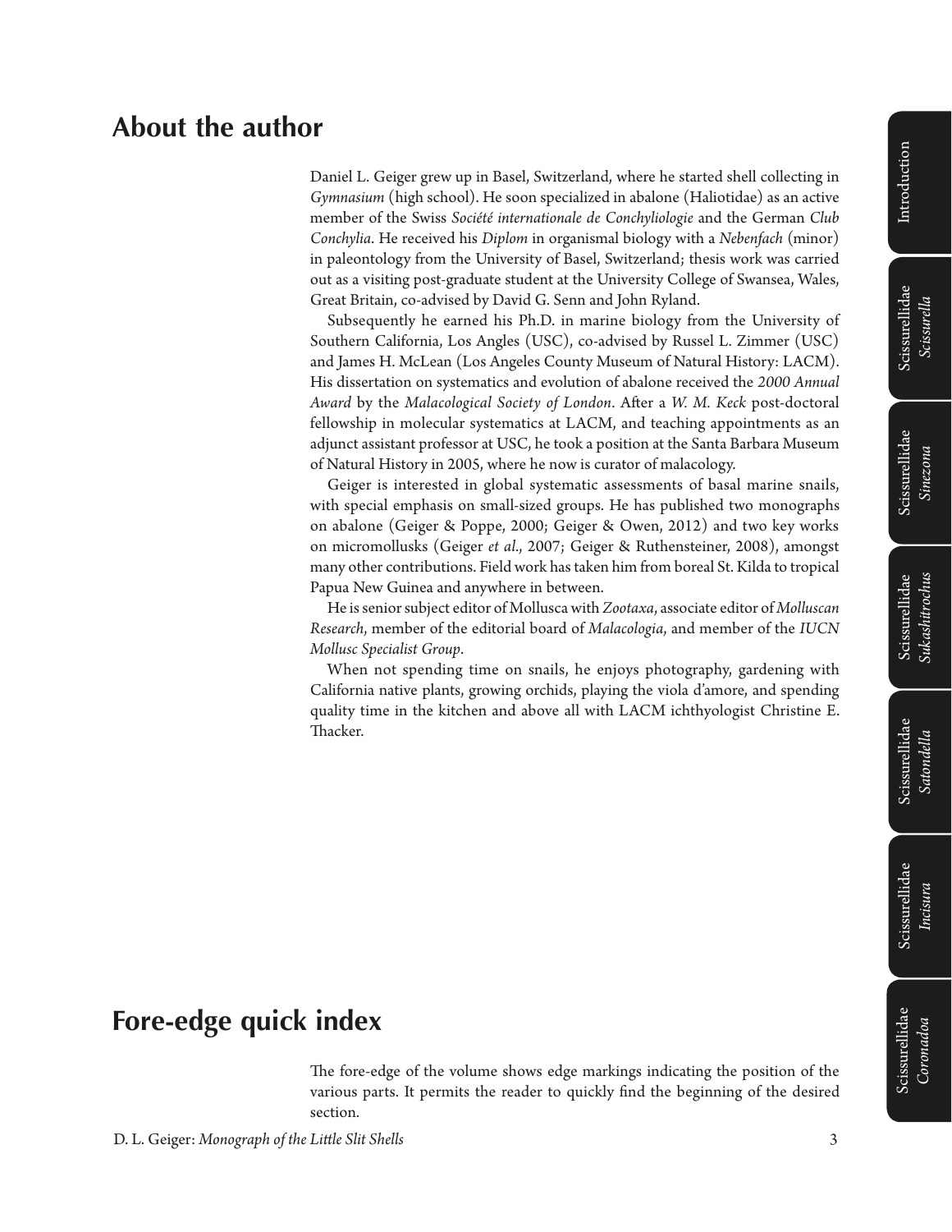## About the author

Daniel L. Geiger grew up in Basel, Switzerland, where he started shell collecting in *Gymnasium* (high school). He soon specialized in abalone (Haliotidae) as an active member of the Swiss *Société internationale de Conchyliologie* and the German *Club Conchylia*. He received his *Diplom* in organismal biology with a *Nebenfach* (minor) in paleontology from the University of Basel, Switzerland; thesis work was carried out as a visiting post-graduate student at the University College of Swansea, Wales, Great Britain, co-advised by David G. Senn and John Ryland.

Subsequently he earned his Ph.D. in marine biology from the University of Southern California, Los Angles (USC), co-advised by Russel L. Zimmer (USC) and James H. McLean (Los Angeles County Museum of Natural History: LACM). His dissertation on systematics and evolution of abalone received the *2000 Annual Award* by the *Malacological Society of London*. After a *W. M. Keck* post-doctoral fellowship in molecular systematics at LACM, and teaching appointments as an adjunct assistant professor at USC, he took a position at the Santa Barbara Museum of Natural History in 2005, where he now is curator of malacology.

Geiger is interested in global systematic assessments of basal marine snails, with special emphasis on small-sized groups. He has published two monographs on abalone (Geiger & Poppe, 2000; Geiger & Owen, 2012) and two key works on micromollusks (Geiger *et al.*, 2007; Geiger & Ruthensteiner, 2008), amongst many other contributions. Field work has taken him from boreal St. Kilda to tropical Papua New Guinea and anywhere in between.

He is senior subject editor of Mollusca with *Zootaxa*, associate editor of *Molluscan Research*, member of the editorial board of *Malacologia*, and member of the *IUCN Mollusc Specialist Group*.

When not spending time on snails, he enjoys photography, gardening with California native plants, growing orchids, playing the viola d'amore, and spending quality time in the kitchen and above all with LACM ichthyologist Christine E. Thacker.

## Fore-edge quick index

The fore-edge of the volume shows edge markings indicating the position of the various parts. It permits the reader to quickly find the beginning of the desired section.

Introduction

Scissurellidae *Scissurella*

Scissurellidae *Sinezona*

Scissurellidae *Sukashitrochus*

Scissurellidae *Satondella*

Scissurellidae *Incisura*

Scissurellidae *Coronadoa*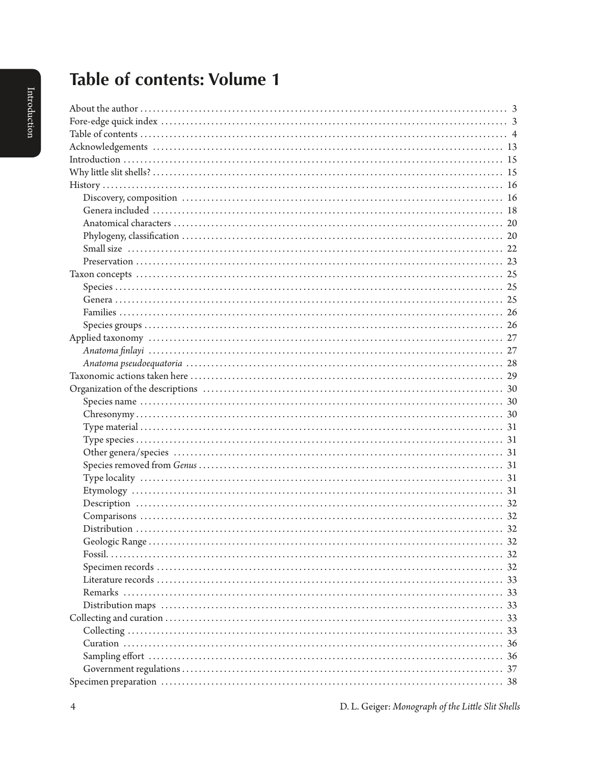# Table of contents: Volume 1

- About the author ... 3
- Fore-edge quick index ... 3
- Table of contents ... 4
- Acknowledgements ... 13
- Introduction ... 15
- Why little slit shells? ... 15
- History ... 16
  - Discovery, composition ... 16
  - Genera included ... 18
  - Anatomical characters ... 20
  - Phylogeny, classification ... 20
  - Small size ... 22
  - Preservation ... 23
- Taxon concepts ... 25
  - Species ... 25
  - Genera ... 25
  - Families ... 26
  - Species groups ... 26
- Applied taxonomy ... 27
  - *Anatoma finlayi* ... 27
  - *Anatoma pseudoequatoria* ... 28
- Taxonomic actions taken here ... 29
- Organization of the descriptions ... 30
  - Species name ... 30
  - Chresonymy ... 30
  - Type material ... 31
  - Type species ... 31
  - Other genera/species ... 31
  - Species removed from *Genus* ... 31
  - Type locality ... 31
  - Etymology ... 31
  - Description ... 32
  - Comparisons ... 32
  - Distribution ... 32
  - Geologic Range ... 32
  - Fossil. ... 32
  - Specimen records ... 32
  - Literature records ... 33
  - Remarks ... 33
  - Distribution maps ... 33
- Collecting and curation ... 33
  - Collecting ... 33
  - Curation ... 36
  - Sampling effort ... 36
  - Government regulations ... 37
- Specimen preparation ... 38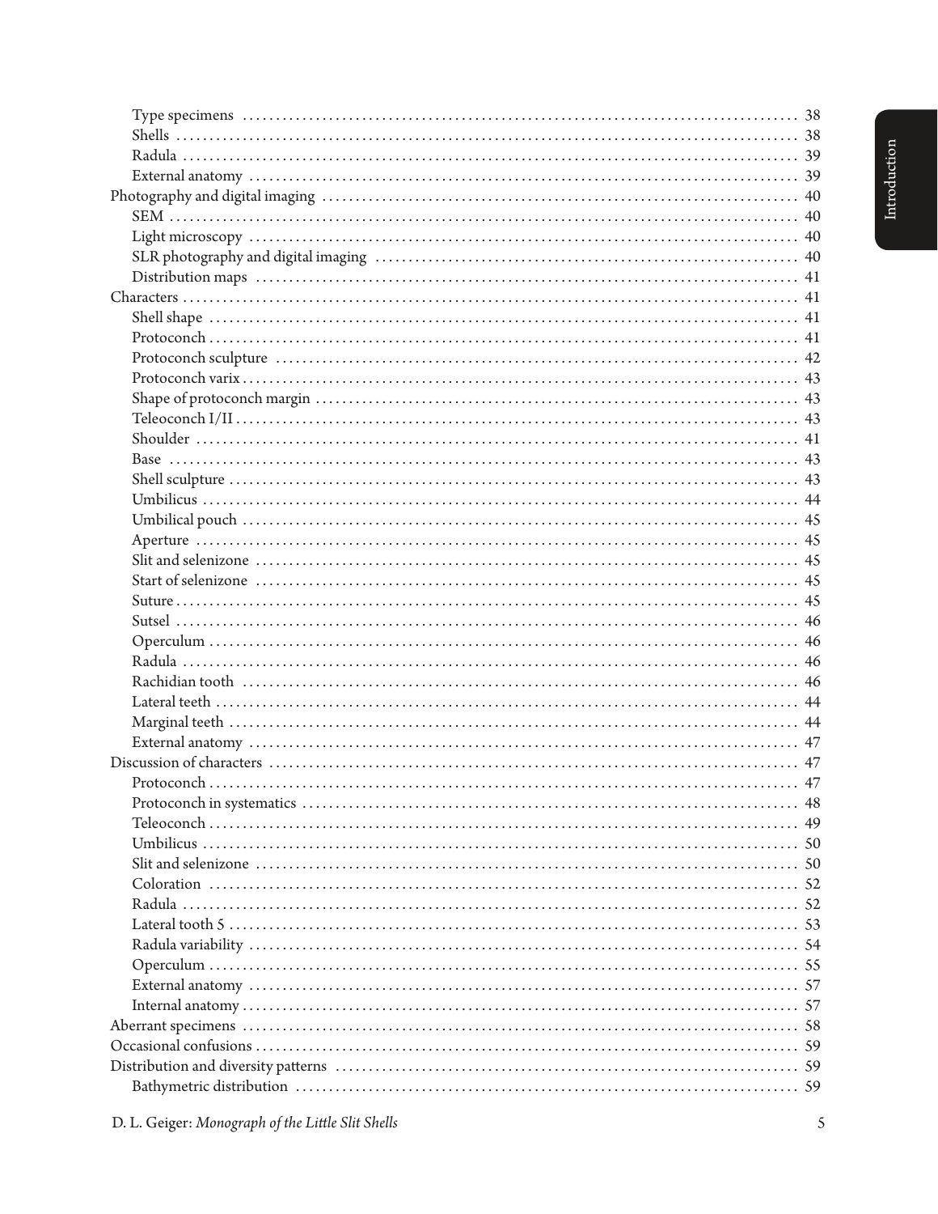- Type specimens ........ 38
- Shells ........ 38
- Radula ........ 39
- External anatomy ........ 39

Photography and digital imaging ........ 40

- SEM ........ 40
- Light microscopy ........ 40
- SLR photography and digital imaging ........ 40
- Distribution maps ........ 41

Characters ........ 41

- Shell shape ........ 41
- Protoconch ........ 41
- Protoconch sculpture ........ 42
- Protoconch varix ........ 43
- Shape of protoconch margin ........ 43
- Teleoconch I/II ........ 43
- Shoulder ........ 41
- Base ........ 43
- Shell sculpture ........ 43
- Umbilicus ........ 44
- Umbilical pouch ........ 45
- Aperture ........ 45
- Slit and selenizone ........ 45
- Start of selenizone ........ 45
- Suture ........ 45
- Sutsel ........ 46
- Operculum ........ 46
- Radula ........ 46
- Rachidian tooth ........ 46
- Lateral teeth ........ 44
- Marginal teeth ........ 44
- External anatomy ........ 47

Discussion of characters ........ 47

- Protoconch ........ 47
- Protoconch in systematics ........ 48
- Teleoconch ........ 49
- Umbilicus ........ 50
- Slit and selenizone ........ 50
- Coloration ........ 52
- Radula ........ 52
- Lateral tooth 5 ........ 53
- Radula variability ........ 54
- Operculum ........ 55
- External anatomy ........ 57
- Internal anatomy ........ 57

Aberrant specimens ........ 58

Occasional confusions ........ 59

Distribution and diversity patterns ........ 59

- Bathymetric distribution ........ 59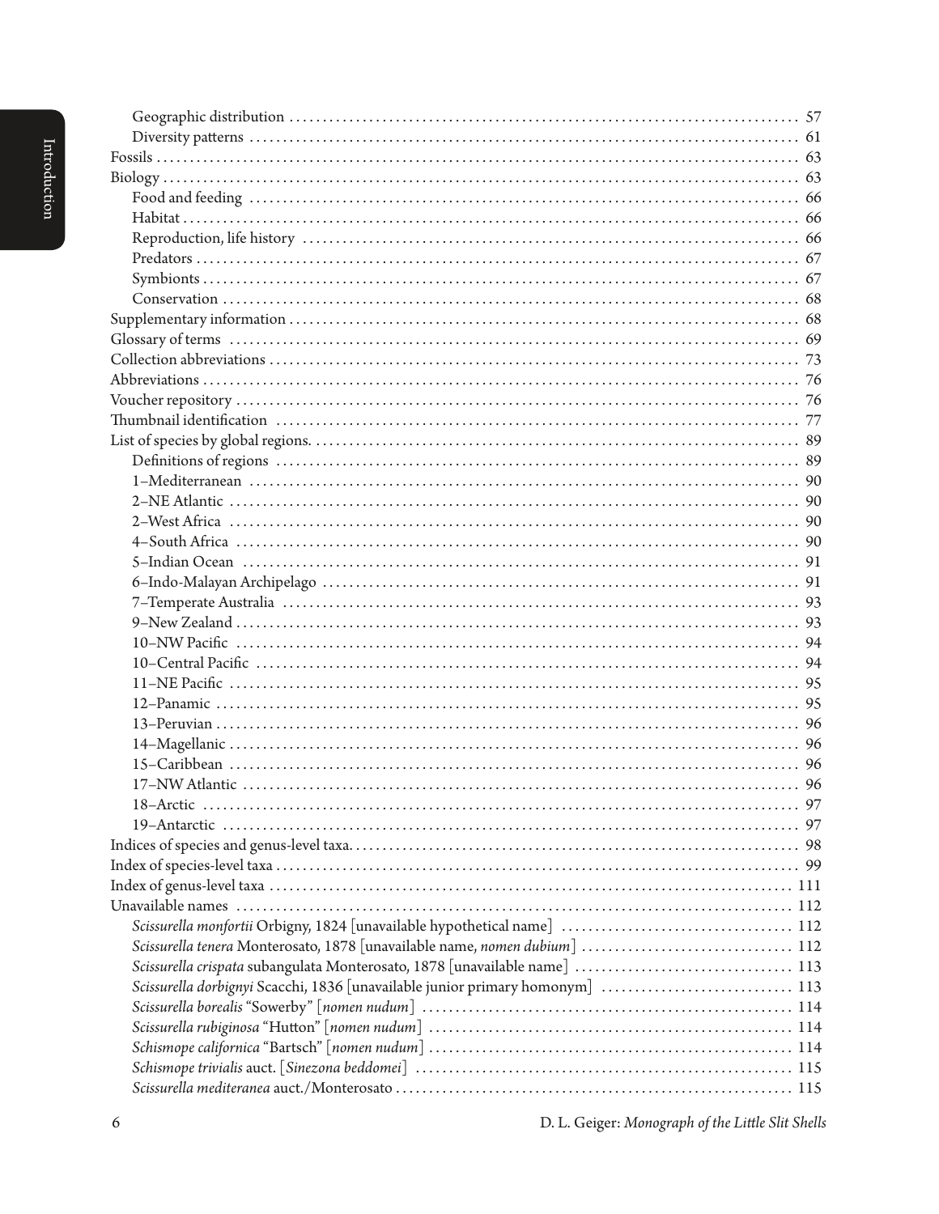- Geographic distribution ... 57
- Diversity patterns ... 61
- Fossils ... 63
- Biology ... 63
  - Food and feeding ... 66
  - Habitat ... 66
  - Reproduction, life history ... 66
  - Predators ... 67
  - Symbionts ... 67
  - Conservation ... 68
- Supplementary information ... 68
- Glossary of terms ... 69
- Collection abbreviations ... 73
- Abbreviations ... 76
- Voucher repository ... 76
- Thumbnail identification ... 77
- List of species by global regions. ... 89
  - Definitions of regions ... 89
  - 1–Mediterranean ... 90
  - 2–NE Atlantic ... 90
  - 2–West Africa ... 90
  - 4–South Africa ... 90
  - 5–Indian Ocean ... 91
  - 6–Indo-Malayan Archipelago ... 91
  - 7–Temperate Australia ... 93
  - 9–New Zealand ... 93
  - 10–NW Pacific ... 94
  - 10–Central Pacific ... 94
  - 11–NE Pacific ... 95
  - 12–Panamic ... 95
  - 13–Peruvian ... 96
  - 14–Magellanic ... 96
  - 15–Caribbean ... 96
  - 17–NW Atlantic ... 96
  - 18–Arctic ... 97
  - 19–Antarctic ... 97
- Indices of species and genus-level taxa. ... 98
- Index of species-level taxa ... 99
- Index of genus-level taxa ... 111
- Unavailable names ... 112
  - *Scissurella monfortii* Orbigny, 1824 [unavailable hypothetical name] ... 112
  - *Scissurella tenera* Monterosato, 1878 [unavailable name, *nomen dubium*] ... 112
  - *Scissurella crispata* subangulata Monterosato, 1878 [unavailable name] ... 113
  - *Scissurella dorbignyi* Scacchi, 1836 [unavailable junior primary homonym] ... 113
  - *Scissurella borealis* "Sowerby" [*nomen nudum*] ... 114
  - *Scissurella rubiginosa* "Hutton" [*nomen nudum*] ... 114
  - *Schismope californica* "Bartsch" [*nomen nudum*] ... 114
  - *Schismope trivialis* auct. [*Sinezona beddomei*] ... 115
  - *Scissurella mediteranea* auct./Monterosato ... 115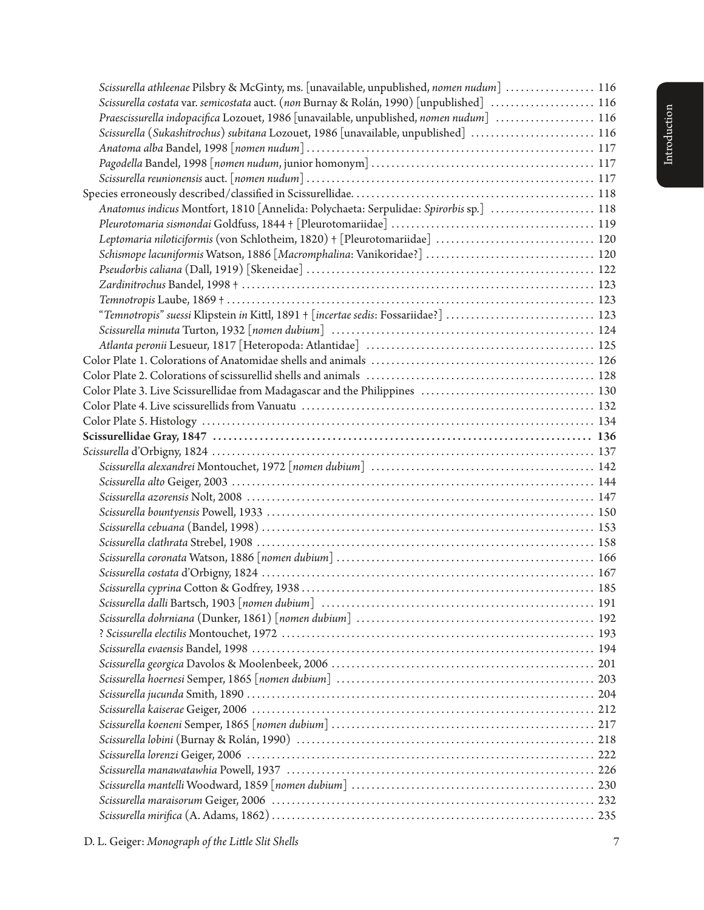*Scissurella athleenae* Pilsbry & McGinty, ms. [unavailable, unpublished, *nomen nudum*] .................. 116
*Scissurella costata* var. *semicostata* auct. (*non* Burnay & Rolán, 1990) [unpublished] .................... 116
*Praescissurella indopacifica* Lozouet, 1986 [unavailable, unpublished, *nomen nudum*] .................... 116
*Scissurella* (*Sukashitrochus*) *subitana* Lozouet, 1986 [unavailable, unpublished] ........................ 116
*Anatoma alba* Bandel, 1998 [*nomen nudum*] .......................................................... 117
*Pagodella* Bandel, 1998 [*nomen nudum*, junior homonym] ............................................ 117
*Scissurella reunionensis* auct. [*nomen nudum*] ........................................................ 117
Species erroneously described/classified in Scissurellidae. ................................................ 118
*Anatomus indicus* Montfort, 1810 [Annelida: Polychaeta: Serpulidae: *Spirorbis* sp.] ..................... 118
*Pleurotomaria sismondai* Goldfuss, 1844 † [Pleurotomariidae] ........................................ 119
*Leptomaria niloticiformis* (von Schlotheim, 1820) † [Pleurotomariidae] ............................... 120
*Schismope lacuniformis* Watson, 1886 [*Macromphalina*: Vanikoridae?] ................................. 120
*Pseudorbis caliana* (Dall, 1919) [Skeneidae] ............................................................ 122
*Zardinitrochus* Bandel, 1998 † ........................................................................ 123
*Temnotropis* Laube, 1869 † ............................................................................ 123
"*Temnotropis*" *suessi* Klipstein *in* Kittl, 1891 † [*incertae sedis*: Fossariidae?] ......................... 123
*Scissurella minuta* Turton, 1932 [*nomen dubium*] ..................................................... 124
*Atlanta peronii* Lesueur, 1817 [Heteropoda: Atlantidae] .............................................. 125
Color Plate 1. Colorations of Anatomidae shells and animals ............................................. 126
Color Plate 2. Colorations of scissurellid shells and animals ............................................ 128
Color Plate 3. Live Scissurellidae from Madagascar and the Philippines .................................. 130
Color Plate 4. Live scissurellids from Vanuatu .......................................................... 132
Color Plate 5. Histology ................................................................................ 134
**Scissurellidae Gray, 1847** ............................................................................ **136**
*Scissurella* d'Orbigny, 1824 ............................................................................ 137
*Scissurella alexandrei* Montouchet, 1972 [*nomen dubium*] ............................................ 142
*Scissurella alto* Geiger, 2003 ......................................................................... 144
*Scissurella azorensis* Nolt, 2008 ...................................................................... 147
*Scissurella bountyensis* Powell, 1933 ................................................................. 150
*Scissurella cebuana* (Bandel, 1998) .................................................................... 153
*Scissurella clathrata* Strebel, 1908 ................................................................... 158
*Scissurella coronata* Watson, 1886 [*nomen dubium*] ................................................... 166
*Scissurella costata* d'Orbigny, 1824 ................................................................... 167
*Scissurella cyprina* Cotton & Godfrey, 1938 ........................................................... 185
*Scissurella dalli* Bartsch, 1903 [*nomen dubium*] ...................................................... 191
*Scissurella dohrniana* (Dunker, 1861) [*nomen dubium*] ................................................ 192
? *Scissurella electilis* Montouchet, 1972 .............................................................. 193
*Scissurella evaensis* Bandel, 1998 ..................................................................... 194
*Scissurella georgica* Davolos & Moolenbeek, 2006 ..................................................... 201
*Scissurella hoernesi* Semper, 1865 [*nomen dubium*] .................................................... 203
*Scissurella jucunda* Smith, 1890 ....................................................................... 204
*Scissurella kaiserae* Geiger, 2006 ..................................................................... 212
*Scissurella koeneni* Semper, 1865 [*nomen dubium*] ..................................................... 217
*Scissurella lobini* (Burnay & Rolán, 1990) ............................................................. 218
*Scissurella lorenzi* Geiger, 2006 ...................................................................... 222
*Scissurella manawatawhia* Powell, 1937 ................................................................ 226
*Scissurella mantelli* Woodward, 1859 [*nomen dubium*] .................................................. 230
*Scissurella maraisorum* Geiger, 2006 .................................................................. 232
*Scissurella mirifica* (A. Adams, 1862) ................................................................. 235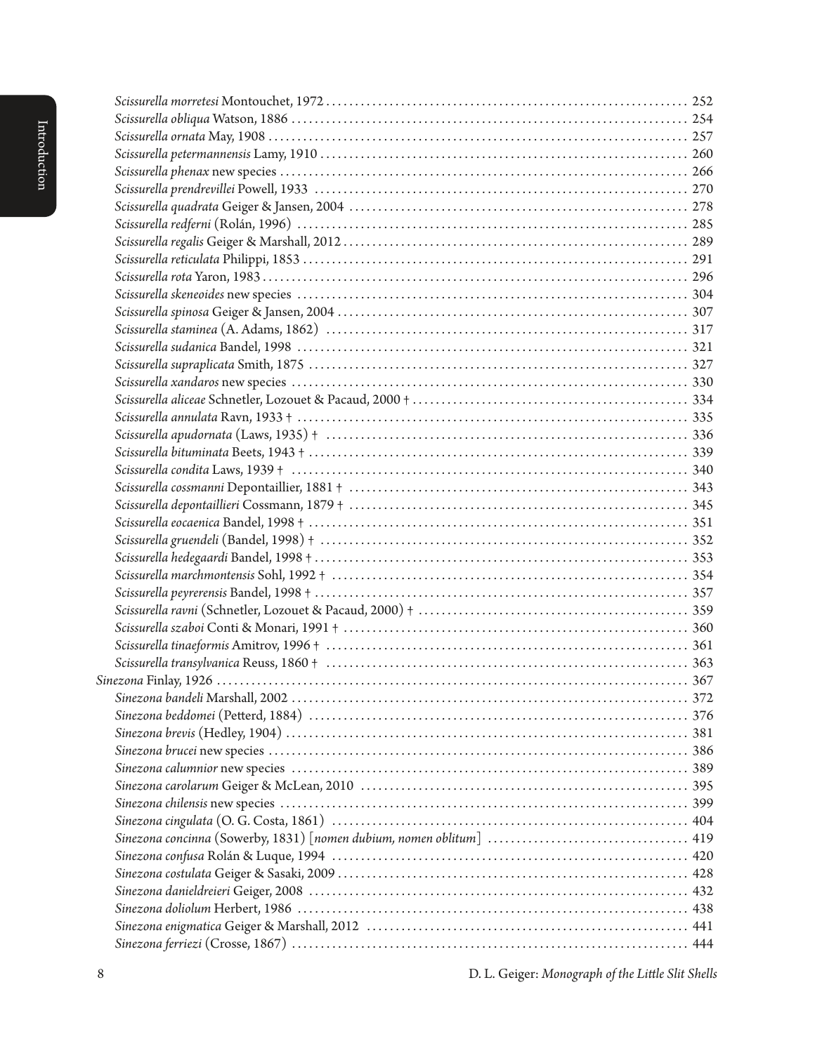*Scissurella morretesi* Montouchet, 1972 .................................................. 252
*Scissurella obliqua* Watson, 1886 .................................................. 254
*Scissurella ornata* May, 1908 .................................................. 257
*Scissurella petermannensis* Lamy, 1910 .................................................. 260
*Scissurella phenax* new species .................................................. 266
*Scissurella prendrevillei* Powell, 1933 .................................................. 270
*Scissurella quadrata* Geiger & Jansen, 2004 .................................................. 278
*Scissurella redferni* (Rolán, 1996) .................................................. 285
*Scissurella regalis* Geiger & Marshall, 2012 .................................................. 289
*Scissurella reticulata* Philippi, 1853 .................................................. 291
*Scissurella rota* Yaron, 1983 .................................................. 296
*Scissurella skeneoides* new species .................................................. 304
*Scissurella spinosa* Geiger & Jansen, 2004 .................................................. 307
*Scissurella staminea* (A. Adams, 1862) .................................................. 317
*Scissurella sudanica* Bandel, 1998 .................................................. 321
*Scissurella supraplicata* Smith, 1875 .................................................. 327
*Scissurella xandaros* new species .................................................. 330
*Scissurella aliceae* Schnetler, Lozouet & Pacaud, 2000 † .................................................. 334
*Scissurella annulata* Ravn, 1933 † .................................................. 335
*Scissurella apudornata* (Laws, 1935) † .................................................. 336
*Scissurella bituminata* Beets, 1943 † .................................................. 339
*Scissurella condita* Laws, 1939 † .................................................. 340
*Scissurella cossmanni* Depontaillier, 1881 † .................................................. 343
*Scissurella depontaillieri* Cossmann, 1879 † .................................................. 345
*Scissurella eocaenica* Bandel, 1998 † .................................................. 351
*Scissurella gruendeli* (Bandel, 1998) † .................................................. 352
*Scissurella hedegaardi* Bandel, 1998 † .................................................. 353
*Scissurella marchmontensis* Sohl, 1992 † .................................................. 354
*Scissurella peyrerensis* Bandel, 1998 † .................................................. 357
*Scissurella ravni* (Schnetler, Lozouet & Pacaud, 2000) † .................................................. 359
*Scissurella szaboi* Conti & Monari, 1991 † .................................................. 360
*Scissurella tinaeformis* Amitrov, 1996 † .................................................. 361
*Scissurella transylvanica* Reuss, 1860 † .................................................. 363

*Sinezona* Finlay, 1926 .................................................. 367

*Sinezona bandeli* Marshall, 2002 .................................................. 372
*Sinezona beddomei* (Petterd, 1884) .................................................. 376
*Sinezona brevis* (Hedley, 1904) .................................................. 381
*Sinezona brucei* new species .................................................. 386
*Sinezona calumnior* new species .................................................. 389
*Sinezona carolarum* Geiger & McLean, 2010 .................................................. 395
*Sinezona chilensis* new species .................................................. 399
*Sinezona cingulata* (O. G. Costa, 1861) .................................................. 404
*Sinezona concinna* (Sowerby, 1831) [*nomen dubium, nomen oblitum*] .................................................. 419
*Sinezona confusa* Rolán & Luque, 1994 .................................................. 420
*Sinezona costulata* Geiger & Sasaki, 2009 .................................................. 428
*Sinezona danieldreieri* Geiger, 2008 .................................................. 432
*Sinezona doliolum* Herbert, 1986 .................................................. 438
*Sinezona enigmatica* Geiger & Marshall, 2012 .................................................. 441
*Sinezona ferriezi* (Crosse, 1867) .................................................. 444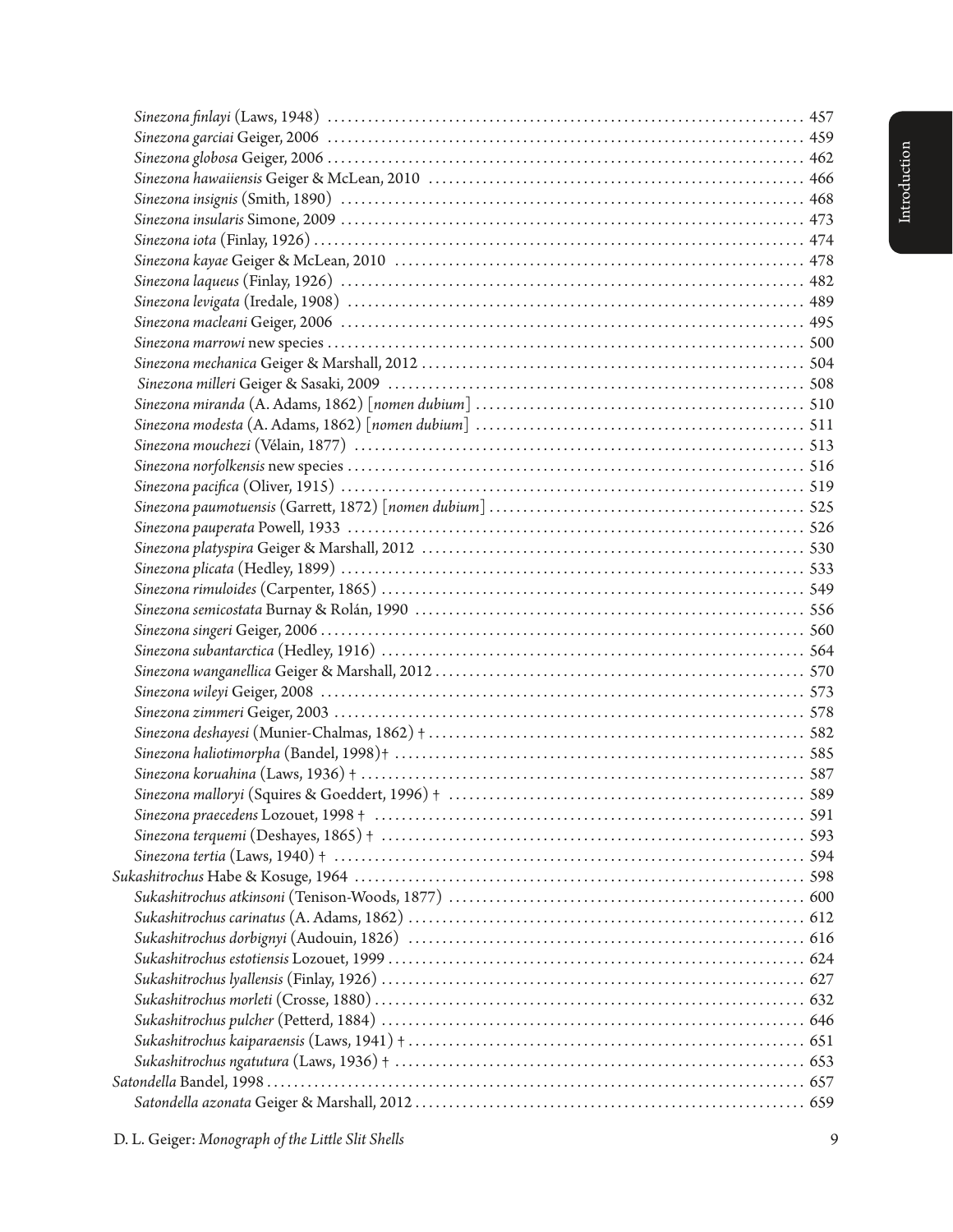*Sinezona finlayi* (Laws, 1948) ........................................................................ 457
*Sinezona garciai* Geiger, 2006 ........................................................................ 459
*Sinezona globosa* Geiger, 2006 ........................................................................ 462
*Sinezona hawaiiensis* Geiger & McLean, 2010 ........................................................................ 466
*Sinezona insignis* (Smith, 1890) ........................................................................ 468
*Sinezona insularis* Simone, 2009 ........................................................................ 473
*Sinezona iota* (Finlay, 1926) ........................................................................ 474
*Sinezona kayae* Geiger & McLean, 2010 ........................................................................ 478
*Sinezona laqueus* (Finlay, 1926) ........................................................................ 482
*Sinezona levigata* (Iredale, 1908) ........................................................................ 489
*Sinezona macleani* Geiger, 2006 ........................................................................ 495
*Sinezona marrowi* new species ........................................................................ 500
*Sinezona mechanica* Geiger & Marshall, 2012 ........................................................................ 504
*Sinezona milleri* Geiger & Sasaki, 2009 ........................................................................ 508
*Sinezona miranda* (A. Adams, 1862) [*nomen dubium*] ........................................................................ 510
*Sinezona modesta* (A. Adams, 1862) [*nomen dubium*] ........................................................................ 511
*Sinezona mouchezi* (Vélain, 1877) ........................................................................ 513
*Sinezona norfolkensis* new species ........................................................................ 516
*Sinezona pacifica* (Oliver, 1915) ........................................................................ 519
*Sinezona paumotuensis* (Garrett, 1872) [*nomen dubium*] ........................................................................ 525
*Sinezona pauperata* Powell, 1933 ........................................................................ 526
*Sinezona platyspira* Geiger & Marshall, 2012 ........................................................................ 530
*Sinezona plicata* (Hedley, 1899) ........................................................................ 533
*Sinezona rimuloides* (Carpenter, 1865) ........................................................................ 549
*Sinezona semicostata* Burnay & Rolán, 1990 ........................................................................ 556
*Sinezona singeri* Geiger, 2006 ........................................................................ 560
*Sinezona subantarctica* (Hedley, 1916) ........................................................................ 564
*Sinezona wanganellica* Geiger & Marshall, 2012 ........................................................................ 570
*Sinezona wileyi* Geiger, 2008 ........................................................................ 573
*Sinezona zimmeri* Geiger, 2003 ........................................................................ 578
*Sinezona deshayesi* (Munier-Chalmas, 1862) † ........................................................................ 582
*Sinezona haliotimorpha* (Bandel, 1998)† ........................................................................ 585
*Sinezona koruahina* (Laws, 1936) † ........................................................................ 587
*Sinezona malloryi* (Squires & Goeddert, 1996) † ........................................................................ 589
*Sinezona praecedens* Lozouet, 1998 † ........................................................................ 591
*Sinezona terquemi* (Deshayes, 1865) † ........................................................................ 593
*Sinezona tertia* (Laws, 1940) † ........................................................................ 594

*Sukashitrochus* Habe & Kosuge, 1964 ........................................................................ 598
*Sukashitrochus atkinsoni* (Tenison-Woods, 1877) ........................................................................ 600
*Sukashitrochus carinatus* (A. Adams, 1862) ........................................................................ 612
*Sukashitrochus dorbignyi* (Audouin, 1826) ........................................................................ 616
*Sukashitrochus estotiensis* Lozouet, 1999 ........................................................................ 624
*Sukashitrochus lyallensis* (Finlay, 1926) ........................................................................ 627
*Sukashitrochus morleti* (Crosse, 1880) ........................................................................ 632
*Sukashitrochus pulcher* (Petterd, 1884) ........................................................................ 646
*Sukashitrochus kaiparaensis* (Laws, 1941) † ........................................................................ 651
*Sukashitrochus ngatutura* (Laws, 1936) † ........................................................................ 653

*Satondella* Bandel, 1998 ........................................................................ 657
*Satondella azonata* Geiger & Marshall, 2012 ........................................................................ 659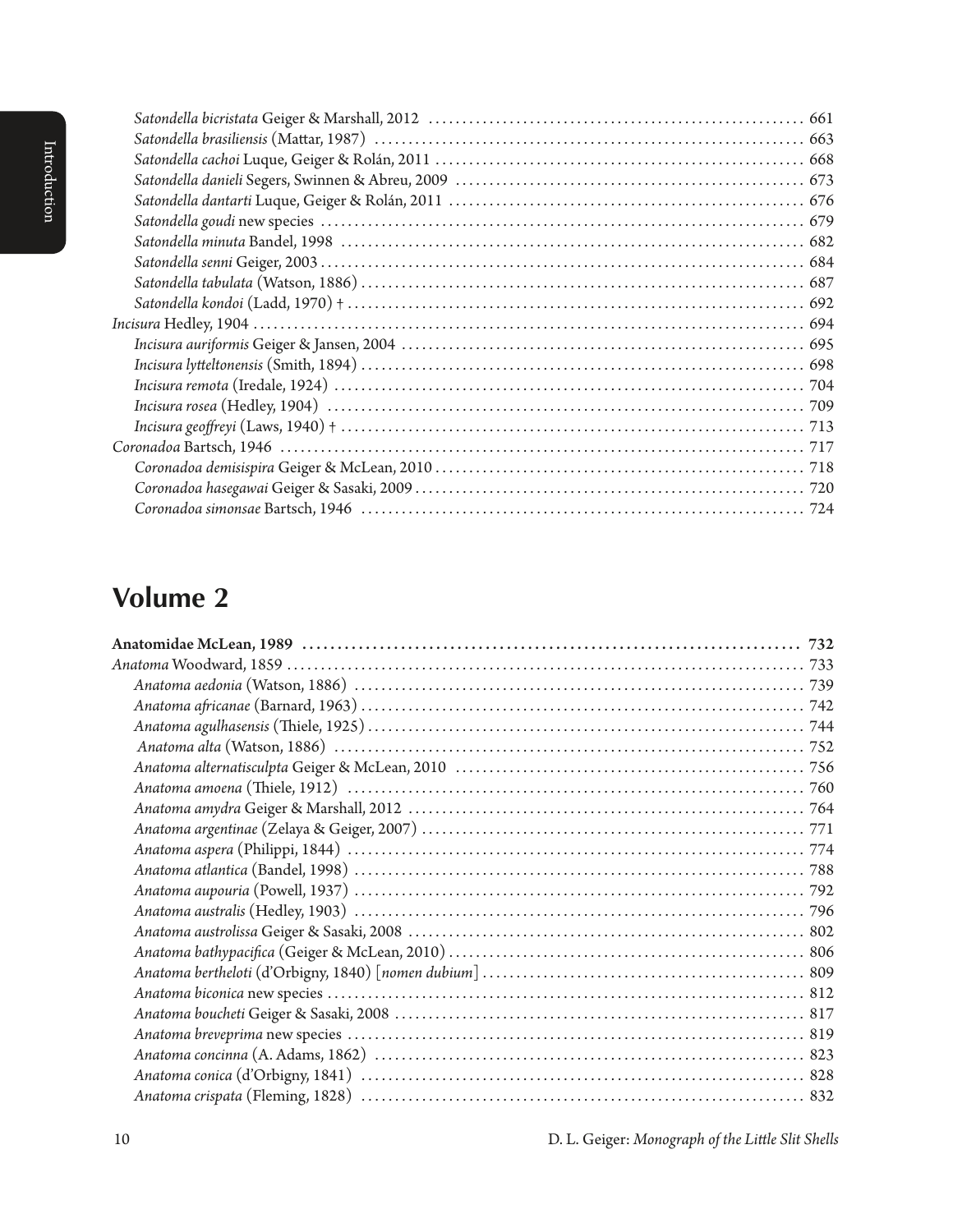*Satondella bicristata* Geiger & Marshall, 2012 .......... 661
*Satondella brasiliensis* (Mattar, 1987) .......... 663
*Satondella cachoi* Luque, Geiger & Rolán, 2011 .......... 668
*Satondella danieli* Segers, Swinnen & Abreu, 2009 .......... 673
*Satondella dantarti* Luque, Geiger & Rolán, 2011 .......... 676
*Satondella goudi* new species .......... 679
*Satondella minuta* Bandel, 1998 .......... 682
*Satondella senni* Geiger, 2003 .......... 684
*Satondella tabulata* (Watson, 1886) .......... 687
*Satondella kondoi* (Ladd, 1970) † .......... 692
*Incisura* Hedley, 1904 .......... 694
*Incisura auriformis* Geiger & Jansen, 2004 .......... 695
*Incisura lytteltonensis* (Smith, 1894) .......... 698
*Incisura remota* (Iredale, 1924) .......... 704
*Incisura rosea* (Hedley, 1904) .......... 709
*Incisura geoffreyi* (Laws, 1940) † .......... 713
*Coronadoa* Bartsch, 1946 .......... 717
*Coronadoa demisispira* Geiger & McLean, 2010 .......... 718
*Coronadoa hasegawai* Geiger & Sasaki, 2009 .......... 720
*Coronadoa simonsae* Bartsch, 1946 .......... 724

## Volume 2

**Anatomidae McLean, 1989 .......... 732**
*Anatoma* Woodward, 1859 .......... 733
*Anatoma aedonia* (Watson, 1886) .......... 739
*Anatoma africanae* (Barnard, 1963) .......... 742
*Anatoma agulhasensis* (Thiele, 1925) .......... 744
*Anatoma alta* (Watson, 1886) .......... 752
*Anatoma alternatisculpta* Geiger & McLean, 2010 .......... 756
*Anatoma amoena* (Thiele, 1912) .......... 760
*Anatoma amydra* Geiger & Marshall, 2012 .......... 764
*Anatoma argentinae* (Zelaya & Geiger, 2007) .......... 771
*Anatoma aspera* (Philippi, 1844) .......... 774
*Anatoma atlantica* (Bandel, 1998) .......... 788
*Anatoma aupouria* (Powell, 1937) .......... 792
*Anatoma australis* (Hedley, 1903) .......... 796
*Anatoma austrolissa* Geiger & Sasaki, 2008 .......... 802
*Anatoma bathypacifica* (Geiger & McLean, 2010) .......... 806
*Anatoma bertheloti* (d'Orbigny, 1840) [*nomen dubium*] .......... 809
*Anatoma biconica* new species .......... 812
*Anatoma boucheti* Geiger & Sasaki, 2008 .......... 817
*Anatoma breveprima* new species .......... 819
*Anatoma concinna* (A. Adams, 1862) .......... 823
*Anatoma conica* (d'Orbigny, 1841) .......... 828
*Anatoma crispata* (Fleming, 1828) .......... 832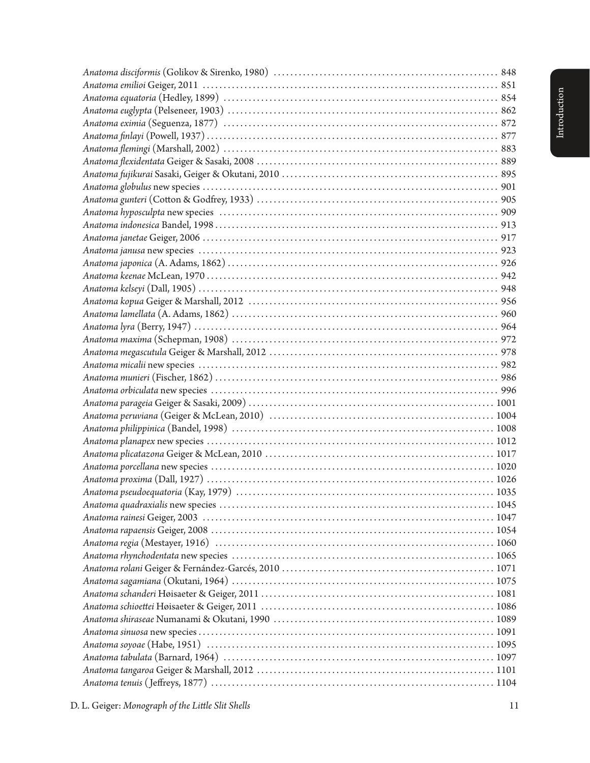*Anatoma disciformis* (Golikov & Sirenko, 1980) .......... 848
*Anatoma emilioi* Geiger, 2011 .......... 851
*Anatoma equatoria* (Hedley, 1899) .......... 854
*Anatoma euglypta* (Pelseneer, 1903) .......... 862
*Anatoma eximia* (Seguenza, 1877) .......... 872
*Anatoma finlayi* (Powell, 1937) .......... 877
*Anatoma flemingi* (Marshall, 2002) .......... 883
*Anatoma flexidentata* Geiger & Sasaki, 2008 .......... 889
*Anatoma fujikurai* Sasaki, Geiger & Okutani, 2010 .......... 895
*Anatoma globulus* new species .......... 901
*Anatoma gunteri* (Cotton & Godfrey, 1933) .......... 905
*Anatoma hyposculpta* new species .......... 909
*Anatoma indonesica* Bandel, 1998 .......... 913
*Anatoma janetae* Geiger, 2006 .......... 917
*Anatoma janusa* new species .......... 923
*Anatoma japonica* (A. Adams, 1862) .......... 926
*Anatoma keenae* McLean, 1970 .......... 942
*Anatoma kelseyi* (Dall, 1905) .......... 948
*Anatoma kopua* Geiger & Marshall, 2012 .......... 956
*Anatoma lamellata* (A. Adams, 1862) .......... 960
*Anatoma lyra* (Berry, 1947) .......... 964
*Anatoma maxima* (Schepman, 1908) .......... 972
*Anatoma megascutula* Geiger & Marshall, 2012 .......... 978
*Anatoma micalii* new species .......... 982
*Anatoma munieri* (Fischer, 1862) .......... 986
*Anatoma orbiculata* new species .......... 996
*Anatoma parageia* Geiger & Sasaki, 2009) .......... 1001
*Anatoma peruviana* (Geiger & McLean, 2010) .......... 1004
*Anatoma philippinica* (Bandel, 1998) .......... 1008
*Anatoma planapex* new species .......... 1012
*Anatoma plicatazona* Geiger & McLean, 2010 .......... 1017
*Anatoma porcellana* new species .......... 1020
*Anatoma proxima* (Dall, 1927) .......... 1026
*Anatoma pseudoequatoria* (Kay, 1979) .......... 1035
*Anatoma quadraxialis* new species .......... 1045
*Anatoma rainesi* Geiger, 2003 .......... 1047
*Anatoma rapaensis* Geiger, 2008 .......... 1054
*Anatoma regia* (Mestayer, 1916) .......... 1060
*Anatoma rhynchodentata* new species .......... 1065
*Anatoma rolani* Geiger & Fernández-Garcés, 2010 .......... 1071
*Anatoma sagamiana* (Okutani, 1964) .......... 1075
*Anatoma schanderi* Høisaeter & Geiger, 2011 .......... 1081
*Anatoma schioettei* Høisaeter & Geiger, 2011 .......... 1086
*Anatoma shiraseae* Numanami & Okutani, 1990 .......... 1089
*Anatoma sinuosa* new species .......... 1091
*Anatoma soyoae* (Habe, 1951) .......... 1095
*Anatoma tabulata* (Barnard, 1964) .......... 1097
*Anatoma tangaroa* Geiger & Marshall, 2012 .......... 1101
*Anatoma tenuis* (Jeffreys, 1877) .......... 1104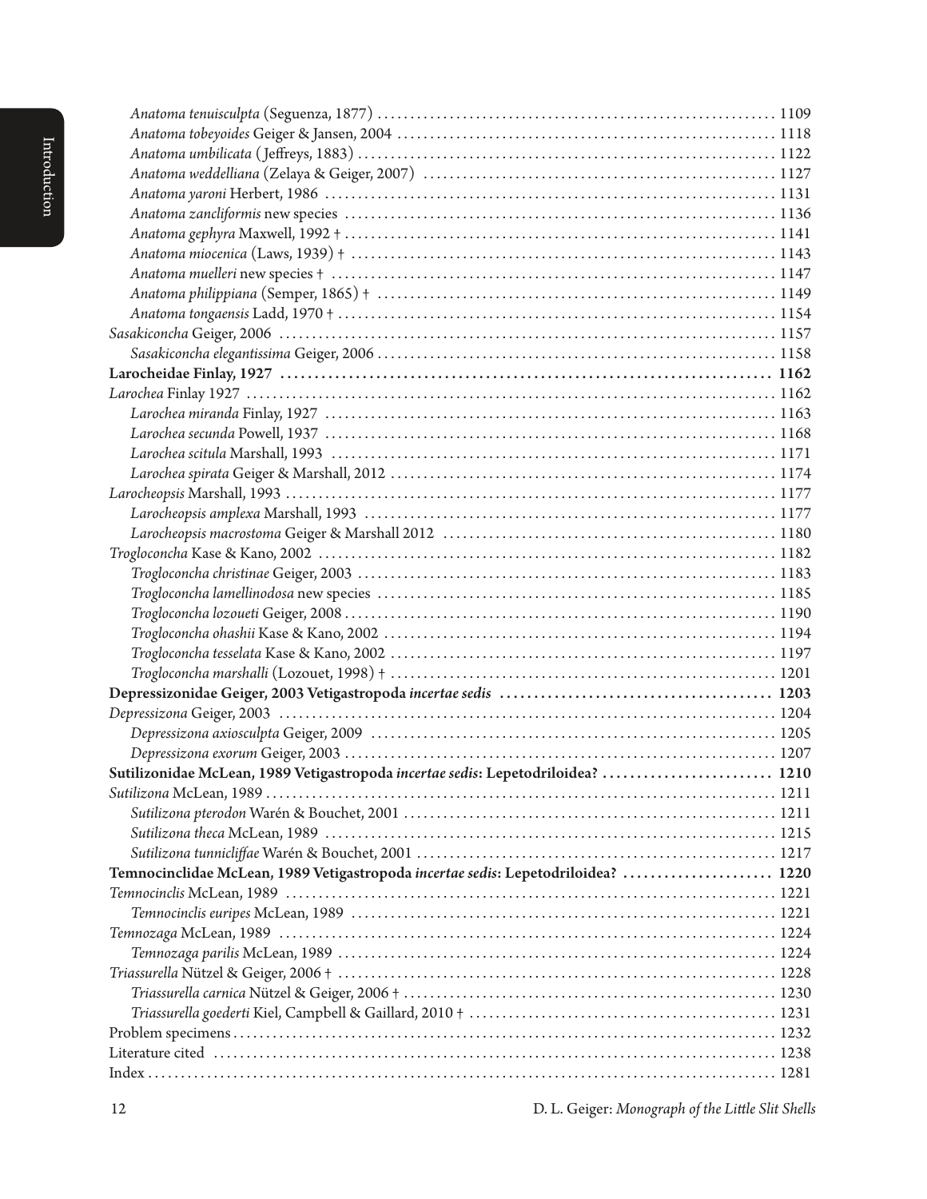*Anatoma tenuisculpta* (Seguenza, 1877) ............ 1109
*Anatoma tobeyoides* Geiger & Jansen, 2004 ............ 1118
*Anatoma umbilicata* (Jeffreys, 1883) ............ 1122
*Anatoma weddelliana* (Zelaya & Geiger, 2007) ............ 1127
*Anatoma yaroni* Herbert, 1986 ............ 1131
*Anatoma zancliformis* new species ............ 1136
*Anatoma gephyra* Maxwell, 1992 † ............ 1141
*Anatoma miocenica* (Laws, 1939) † ............ 1143
*Anatoma muelleri* new species † ............ 1147
*Anatoma philippiana* (Semper, 1865) † ............ 1149
*Anatoma tongaensis* Ladd, 1970 † ............ 1154

*Sasakiconcha* Geiger, 2006 ............ 1157
*Sasakiconcha elegantissima* Geiger, 2006 ............ 1158

**Larocheidae Finlay, 1927 ............ 1162**

*Larochea* Finlay 1927 ............ 1162
*Larochea miranda* Finlay, 1927 ............ 1163
*Larochea secunda* Powell, 1937 ............ 1168
*Larochea scitula* Marshall, 1993 ............ 1171
*Larochea spirata* Geiger & Marshall, 2012 ............ 1174

*Larocheopsis* Marshall, 1993 ............ 1177
*Larocheopsis amplexa* Marshall, 1993 ............ 1177
*Larocheopsis macrostoma* Geiger & Marshall 2012 ............ 1180

*Trogloconcha* Kase & Kano, 2002 ............ 1182
*Trogloconcha christinae* Geiger, 2003 ............ 1183
*Trogloconcha lamellinodosa* new species ............ 1185
*Trogloconcha lozoueti* Geiger, 2008 ............ 1190
*Trogloconcha ohashii* Kase & Kano, 2002 ............ 1194
*Trogloconcha tesselata* Kase & Kano, 2002 ............ 1197
*Trogloconcha marshalli* (Lozouet, 1998) † ............ 1201

**Depressizonidae Geiger, 2003 Vetigastropoda *incertae sedis* ............ 1203**

*Depressizona* Geiger, 2003 ............ 1204
*Depressizona axiosculpta* Geiger, 2009 ............ 1205
*Depressizona exorum* Geiger, 2003 ............ 1207

**Sutilizonidae McLean, 1989 Vetigastropoda *incertae sedis*: Lepetodriloidea? ............ 1210**

*Sutilizona* McLean, 1989 ............ 1211
*Sutilizona pterodon* Warén & Bouchet, 2001 ............ 1211
*Sutilizona theca* McLean, 1989 ............ 1215
*Sutilizona tunnicliffae* Warén & Bouchet, 2001 ............ 1217

**Temnocinclidae McLean, 1989 Vetigastropoda *incertae sedis*: Lepetodriloidea? ............ 1220**

*Temnocinclis* McLean, 1989 ............ 1221
*Temnocinclis euripes* McLean, 1989 ............ 1221

*Temnozaga* McLean, 1989 ............ 1224
*Temnozaga parilis* McLean, 1989 ............ 1224

*Triassurella* Nützel & Geiger, 2006 † ............ 1228
*Triassurella carnica* Nützel & Geiger, 2006 † ............ 1230
*Triassurella goederti* Kiel, Campbell & Gaillard, 2010 † ............ 1231

Problem specimens ............ 1232
Literature cited ............ 1238
Index ............ 1281